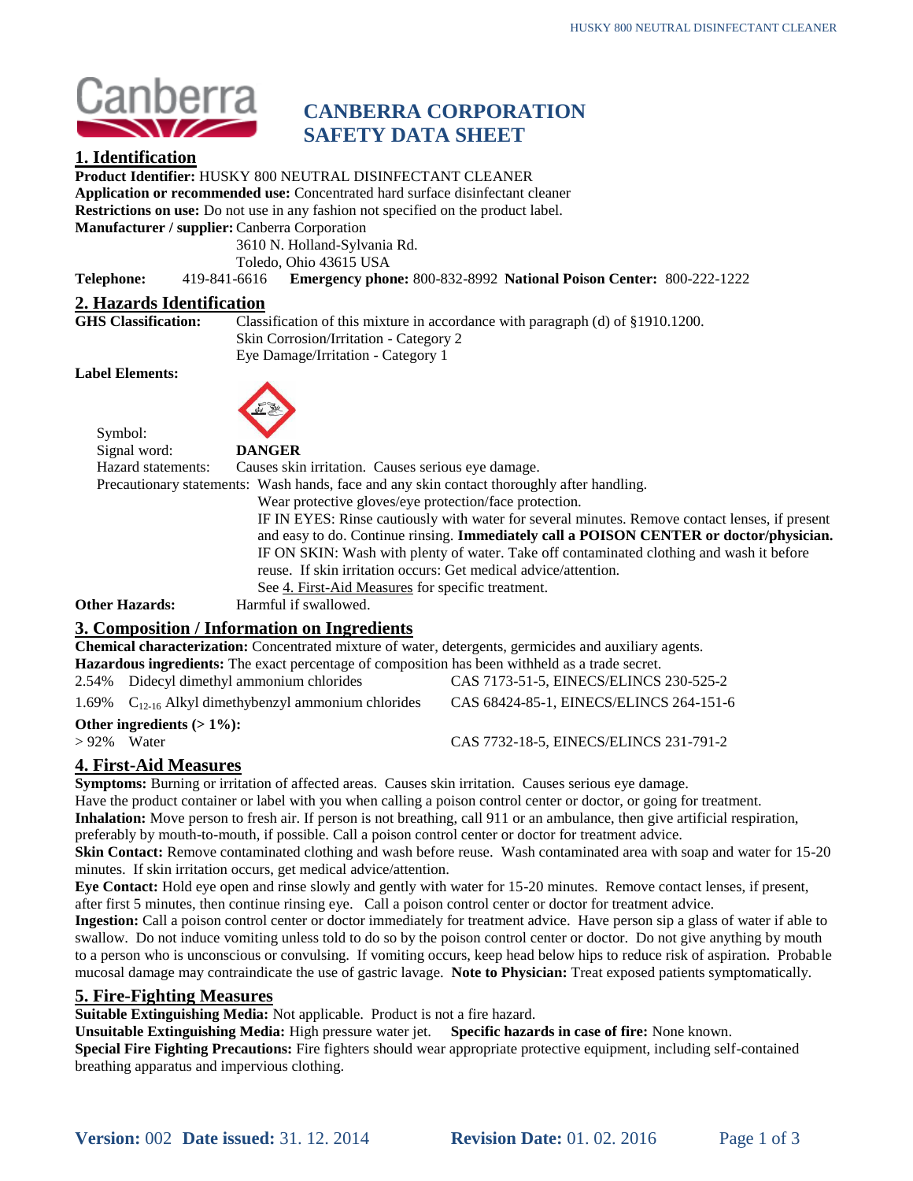Canberra

# CANBERRA CORPORATION SAFETY DATA SHEET

## 1. Identification

**Product Identifier:** HUSKY 800 NEUTRAL DISINFECTANT CLEANER
**Application or recommended use:** Concentrated hard surface disinfectant cleaner
**Restrictions on use:** Do not use in any fashion not specified on the product label.
**Manufacturer / supplier:** Canberra Corporation
3610 N. Holland-Sylvania Rd.
Toledo, Ohio 43615 USA
**Telephone:** 419-841-6616 **Emergency phone:** 800-832-8992 **National Poison Center:** 800-222-1222

## 2. Hazards Identification

**GHS Classification:** Classification of this mixture in accordance with paragraph (d) of §1910.1200.
Skin Corrosion/Irritation - Category 2
Eye Damage/Irritation - Category 1

**Label Elements:**

Symbol:
Signal word: **DANGER**
Hazard statements: Causes skin irritation. Causes serious eye damage.
Precautionary statements: Wash hands, face and any skin contact thoroughly after handling.
Wear protective gloves/eye protection/face protection.
IF IN EYES: Rinse cautiously with water for several minutes. Remove contact lenses, if present and easy to do. Continue rinsing. **Immediately call a POISON CENTER or doctor/physician.**
IF ON SKIN: Wash with plenty of water. Take off contaminated clothing and wash it before reuse. If skin irritation occurs: Get medical advice/attention.
See 4. First-Aid Measures for specific treatment.

**Other Hazards:** Harmful if swallowed.

## 3. Composition / Information on Ingredients

**Chemical characterization:** Concentrated mixture of water, detergents, germicides and auxiliary agents.
**Hazardous ingredients:** The exact percentage of composition has been withheld as a trade secret.

| | | |
|---|---|---|
| 2.54% | Didecyl dimethyl ammonium chlorides | CAS 7173-51-5, EINECS/ELINCS 230-525-2 |
| 1.69% | $C_{12\text{-}16}$ Alkyl dimethybenzyl ammonium chlorides | CAS 68424-85-1, EINECS/ELINCS 264-151-6 |

**Other ingredients (> 1%):**

| | | |
|---|---|---|
| > 92% | Water | CAS 7732-18-5, EINECS/ELINCS 231-791-2 |

## 4. First-Aid Measures

**Symptoms:** Burning or irritation of affected areas. Causes skin irritation. Causes serious eye damage.
Have the product container or label with you when calling a poison control center or doctor, or going for treatment.
**Inhalation:** Move person to fresh air. If person is not breathing, call 911 or an ambulance, then give artificial respiration, preferably by mouth-to-mouth, if possible. Call a poison control center or doctor for treatment advice.
**Skin Contact:** Remove contaminated clothing and wash before reuse. Wash contaminated area with soap and water for 15-20 minutes. If skin irritation occurs, get medical advice/attention.
**Eye Contact:** Hold eye open and rinse slowly and gently with water for 15-20 minutes. Remove contact lenses, if present, after first 5 minutes, then continue rinsing eye. Call a poison control center or doctor for treatment advice.
**Ingestion:** Call a poison control center or doctor immediately for treatment advice. Have person sip a glass of water if able to swallow. Do not induce vomiting unless told to do so by the poison control center or doctor. Do not give anything by mouth to a person who is unconscious or convulsing. If vomiting occurs, keep head below hips to reduce risk of aspiration. Probable mucosal damage may contraindicate the use of gastric lavage. **Note to Physician:** Treat exposed patients symptomatically.

## 5. Fire-Fighting Measures

**Suitable Extinguishing Media:** Not applicable. Product is not a fire hazard.
**Unsuitable Extinguishing Media:** High pressure water jet. **Specific hazards in case of fire:** None known.
**Special Fire Fighting Precautions:** Fire fighters should wear appropriate protective equipment, including self-contained breathing apparatus and impervious clothing.

**Version:** 002 **Date issued:** 31. 12. 2014 **Revision Date:** 01. 02. 2016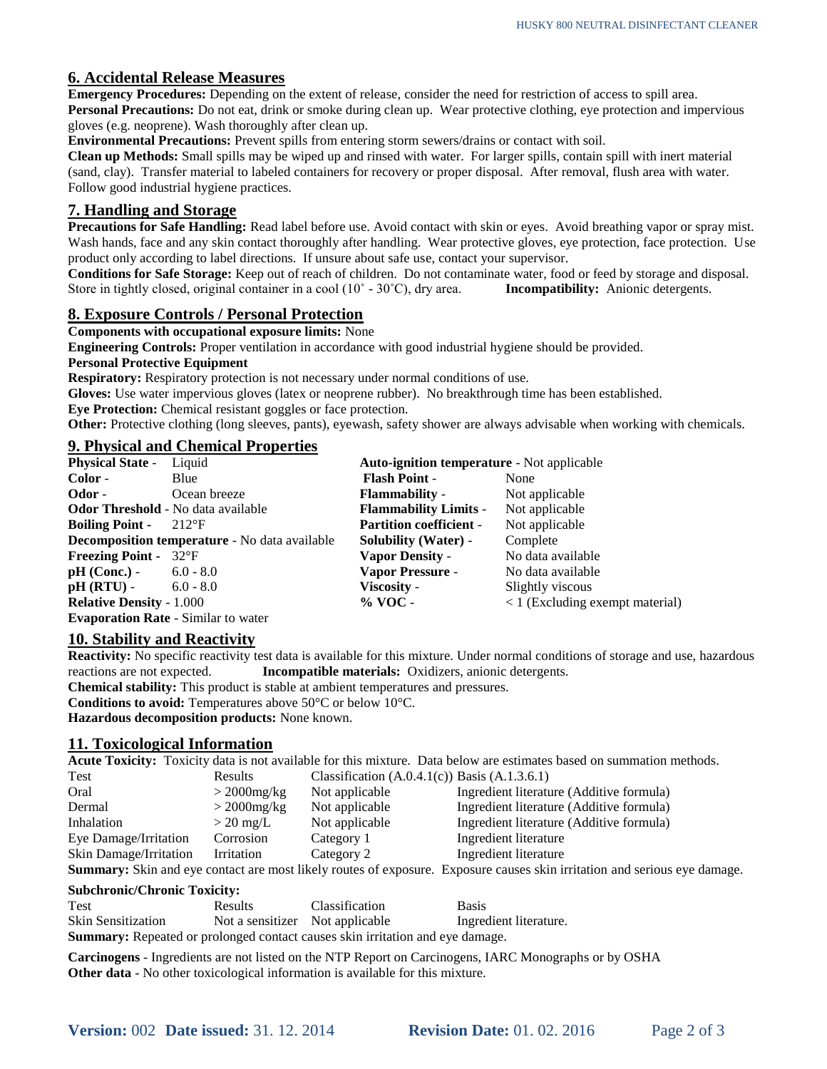## 6. Accidental Release Measures

**Emergency Procedures:** Depending on the extent of release, consider the need for restriction of access to spill area.
**Personal Precautions:** Do not eat, drink or smoke during clean up. Wear protective clothing, eye protection and impervious gloves (e.g. neoprene). Wash thoroughly after clean up.
**Environmental Precautions:** Prevent spills from entering storm sewers/drains or contact with soil.
**Clean up Methods:** Small spills may be wiped up and rinsed with water. For larger spills, contain spill with inert material (sand, clay). Transfer material to labeled containers for recovery or proper disposal. After removal, flush area with water. Follow good industrial hygiene practices.

## 7. Handling and Storage

**Precautions for Safe Handling:** Read label before use. Avoid contact with skin or eyes. Avoid breathing vapor or spray mist. Wash hands, face and any skin contact thoroughly after handling. Wear protective gloves, eye protection, face protection. Use product only according to label directions. If unsure about safe use, contact your supervisor.
**Conditions for Safe Storage:** Keep out of reach of children. Do not contaminate water, food or feed by storage and disposal. Store in tightly closed, original container in a cool (10˚ - 30˚C), dry area. **Incompatibility:** Anionic detergents.

## 8. Exposure Controls / Personal Protection

**Components with occupational exposure limits:** None
**Engineering Controls:** Proper ventilation in accordance with good industrial hygiene should be provided.
**Personal Protective Equipment**
**Respiratory:** Respiratory protection is not necessary under normal conditions of use.
**Gloves:** Use water impervious gloves (latex or neoprene rubber). No breakthrough time has been established.
**Eye Protection:** Chemical resistant goggles or face protection.
**Other:** Protective clothing (long sleeves, pants), eyewash, safety shower are always advisable when working with chemicals.

## 9. Physical and Chemical Properties

**Physical State** - Liquid
**Color** - Blue
**Odor** - Ocean breeze
**Odor Threshold** - No data available
**Boiling Point** - 212°F
**Decomposition temperature** - No data available
**Freezing Point** - 32°F
**pH (Conc.)** - 6.0 - 8.0
**pH (RTU)** - 6.0 - 8.0
**Relative Density** - 1.000
**Evaporation Rate** - Similar to water
**Auto-ignition temperature** - Not applicable
**Flash Point** - None
**Flammability** - Not applicable
**Flammability Limits** - Not applicable
**Partition coefficient** - Not applicable
**Solubility (Water)** - Complete
**Vapor Density** - No data available
**Vapor Pressure** - No data available
**Viscosity** - Slightly viscous
**% VOC** - < 1 (Excluding exempt material)

## 10. Stability and Reactivity

**Reactivity:** No specific reactivity test data is available for this mixture. Under normal conditions of storage and use, hazardous reactions are not expected. **Incompatible materials:** Oxidizers, anionic detergents.
**Chemical stability:** This product is stable at ambient temperatures and pressures.
**Conditions to avoid:** Temperatures above 50°C or below 10°C.
**Hazardous decomposition products:** None known.

## 11. Toxicological Information

**Acute Toxicity:** Toxicity data is not available for this mixture. Data below are estimates based on summation methods.

| Test | Results | Classification (A.0.4.1(c)) | Basis (A.1.3.6.1) |
|---|---|---|---|
| Oral | > 2000mg/kg | Not applicable | Ingredient literature (Additive formula) |
| Dermal | > 2000mg/kg | Not applicable | Ingredient literature (Additive formula) |
| Inhalation | > 20 mg/L | Not applicable | Ingredient literature (Additive formula) |
| Eye Damage/Irritation | Corrosion | Category 1 | Ingredient literature |
| Skin Damage/Irritation | Irritation | Category 2 | Ingredient literature |

**Summary:** Skin and eye contact are most likely routes of exposure. Exposure causes skin irritation and serious eye damage.

**Subchronic/Chronic Toxicity:**

| Test | Results | Classification | Basis |
|---|---|---|---|
| Skin Sensitization | Not a sensitizer | Not applicable | Ingredient literature. |

**Summary:** Repeated or prolonged contact causes skin irritation and eye damage.

**Carcinogens** - Ingredients are not listed on the NTP Report on Carcinogens, IARC Monographs or by OSHA
**Other data** - No other toxicological information is available for this mixture.

**Version:** 002 **Date issued:** 31. 12. 2014 **Revision Date:** 01. 02. 2016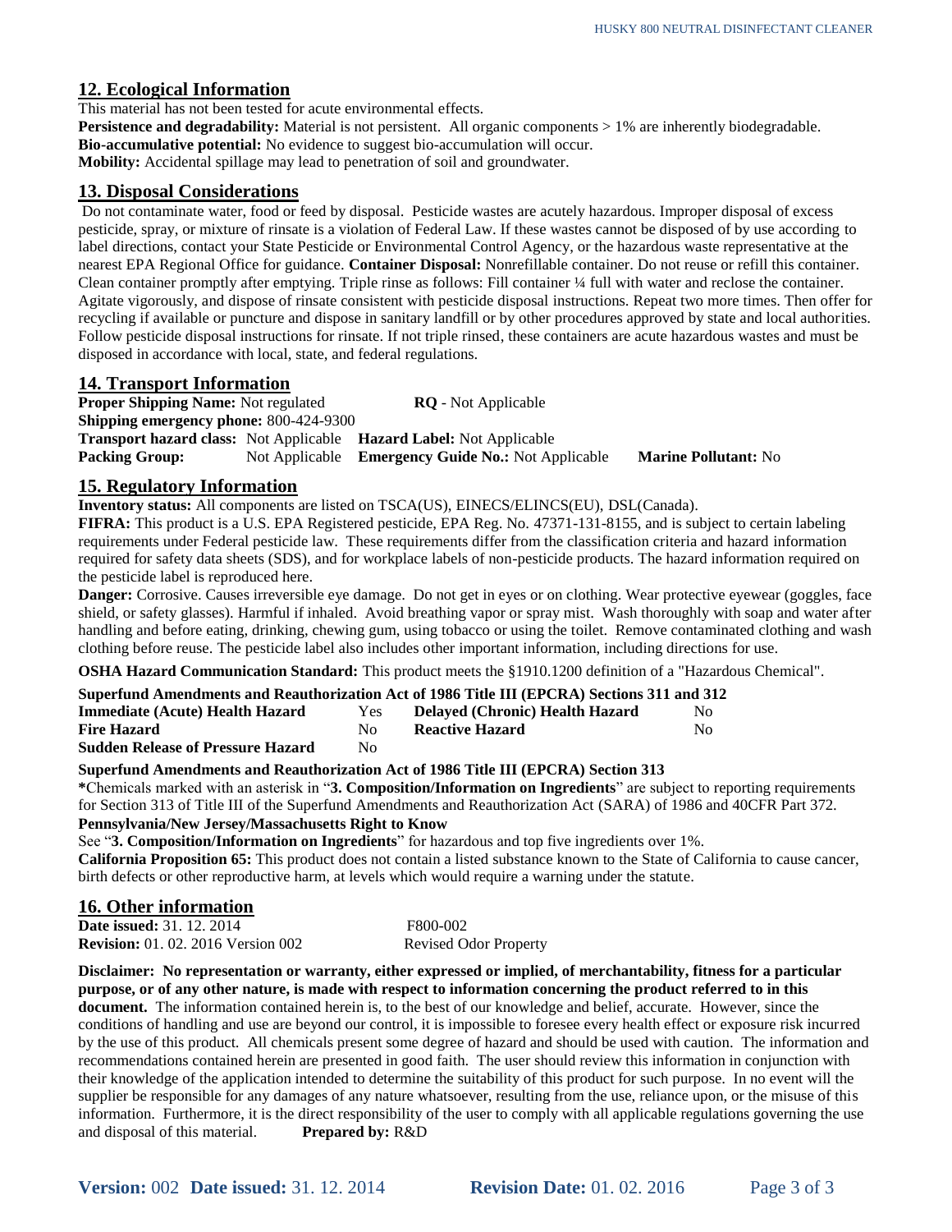## 12. Ecological Information

This material has not been tested for acute environmental effects.

**Persistence and degradability:** Material is not persistent. All organic components > 1% are inherently biodegradable.

**Bio-accumulative potential:** No evidence to suggest bio-accumulation will occur.

**Mobility:** Accidental spillage may lead to penetration of soil and groundwater.

## 13. Disposal Considerations

Do not contaminate water, food or feed by disposal. Pesticide wastes are acutely hazardous. Improper disposal of excess pesticide, spray, or mixture of rinsate is a violation of Federal Law. If these wastes cannot be disposed of by use according to label directions, contact your State Pesticide or Environmental Control Agency, or the hazardous waste representative at the nearest EPA Regional Office for guidance. **Container Disposal:** Nonrefillable container. Do not reuse or refill this container. Clean container promptly after emptying. Triple rinse as follows: Fill container ¼ full with water and reclose the container. Agitate vigorously, and dispose of rinsate consistent with pesticide disposal instructions. Repeat two more times. Then offer for recycling if available or puncture and dispose in sanitary landfill or by other procedures approved by state and local authorities. Follow pesticide disposal instructions for rinsate. If not triple rinsed, these containers are acute hazardous wastes and must be disposed in accordance with local, state, and federal regulations.

## 14. Transport Information

**Proper Shipping Name:** Not regulated **RQ** - Not Applicable

**Shipping emergency phone:** 800-424-9300

**Transport hazard class:** Not Applicable **Hazard Label:** Not Applicable

**Packing Group:** Not Applicable **Emergency Guide No.:** Not Applicable **Marine Pollutant:** No

## 15. Regulatory Information

**Inventory status:** All components are listed on TSCA(US), EINECS/ELINCS(EU), DSL(Canada).

**FIFRA:** This product is a U.S. EPA Registered pesticide, EPA Reg. No. 47371-131-8155, and is subject to certain labeling requirements under Federal pesticide law. These requirements differ from the classification criteria and hazard information required for safety data sheets (SDS), and for workplace labels of non-pesticide products. The hazard information required on the pesticide label is reproduced here.

**Danger:** Corrosive. Causes irreversible eye damage. Do not get in eyes or on clothing. Wear protective eyewear (goggles, face shield, or safety glasses). Harmful if inhaled. Avoid breathing vapor or spray mist. Wash thoroughly with soap and water after handling and before eating, drinking, chewing gum, using tobacco or using the toilet. Remove contaminated clothing and wash clothing before reuse. The pesticide label also includes other important information, including directions for use.

**OSHA Hazard Communication Standard:** This product meets the §1910.1200 definition of a "Hazardous Chemical".

**Superfund Amendments and Reauthorization Act of 1986 Title III (EPCRA) Sections 311 and 312**

| | | | |
|---|---|---|---|
| **Immediate (Acute) Health Hazard** | Yes | **Delayed (Chronic) Health Hazard** | No |
| **Fire Hazard** | No | **Reactive Hazard** | No |
| **Sudden Release of Pressure Hazard** | No | | |

**Superfund Amendments and Reauthorization Act of 1986 Title III (EPCRA) Section 313**

**\***Chemicals marked with an asterisk in "**3. Composition/Information on Ingredients**" are subject to reporting requirements for Section 313 of Title III of the Superfund Amendments and Reauthorization Act (SARA) of 1986 and 40CFR Part 372.

**Pennsylvania/New Jersey/Massachusetts Right to Know**

See "**3. Composition/Information on Ingredients**" for hazardous and top five ingredients over 1%.

**California Proposition 65:** This product does not contain a listed substance known to the State of California to cause cancer, birth defects or other reproductive harm, at levels which would require a warning under the statute.

## 16. Other information

**Date issued:** 31. 12. 2014 F800-002

**Revision:** 01. 02. 2016 Version 002 Revised Odor Property

**Disclaimer: No representation or warranty, either expressed or implied, of merchantability, fitness for a particular purpose, or of any other nature, is made with respect to information concerning the product referred to in this document.** The information contained herein is, to the best of our knowledge and belief, accurate. However, since the conditions of handling and use are beyond our control, it is impossible to foresee every health effect or exposure risk incurred by the use of this product. All chemicals present some degree of hazard and should be used with caution. The information and recommendations contained herein are presented in good faith. The user should review this information in conjunction with their knowledge of the application intended to determine the suitability of this product for such purpose. In no event will the supplier be responsible for any damages of any nature whatsoever, resulting from the use, reliance upon, or the misuse of this information. Furthermore, it is the direct responsibility of the user to comply with all applicable regulations governing the use and disposal of this material. **Prepared by:** R&D